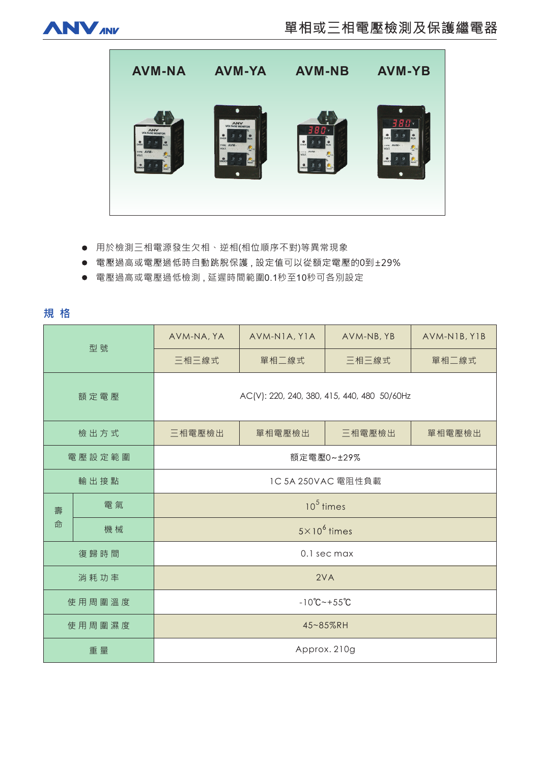# 單相或三相電壓檢測及保護繼電器

AVM-NA　AVM-YA　AVM-NB　AVM-YB

- 用於檢測三相電源發生欠相、逆相(相位順序不對)等異常現象
- 電壓過高或電壓過低時自動跳脫保護，設定值可以從額定電壓的0到±29%
- 電壓過高或電壓過低檢測，延遲時間範圍0.1秒至10秒可各別設定

## 規 格

| 型 號 | | AVM-NA, YA | AVM-N1A, Y1A | AVM-NB, YB | AVM-N1B, Y1B |
|---|---|---|---|---|---|
| | | 三相三線式 | 單相二線式 | 三相三線式 | 單相二線式 |
| 額 定 電 壓 | | AC(V): 220, 240, 380, 415, 440, 480 50/60Hz | | | |
| 檢 出 方 式 | | 三相電壓檢出 | 單相電壓檢出 | 三相電壓檢出 | 單相電壓檢出 |
| 電 壓 設 定 範 圍 | | 額定電壓0~±29% | | | |
| 輸 出 接 點 | | 1C 5A 250VAC 電阻性負載 | | | |
| 壽命 | 電 氣 | $10^5$ times | | | |
| | 機 械 | $5\times10^6$ times | | | |
| 復 歸 時 間 | | 0.1 sec max | | | |
| 消 耗 功 率 | | 2VA | | | |
| 使 用 周 圍 溫 度 | | -10℃~+55℃ | | | |
| 使 用 周 圍 濕 度 | | 45~85%RH | | | |
| 重 量 | | Approx. 210g | | | |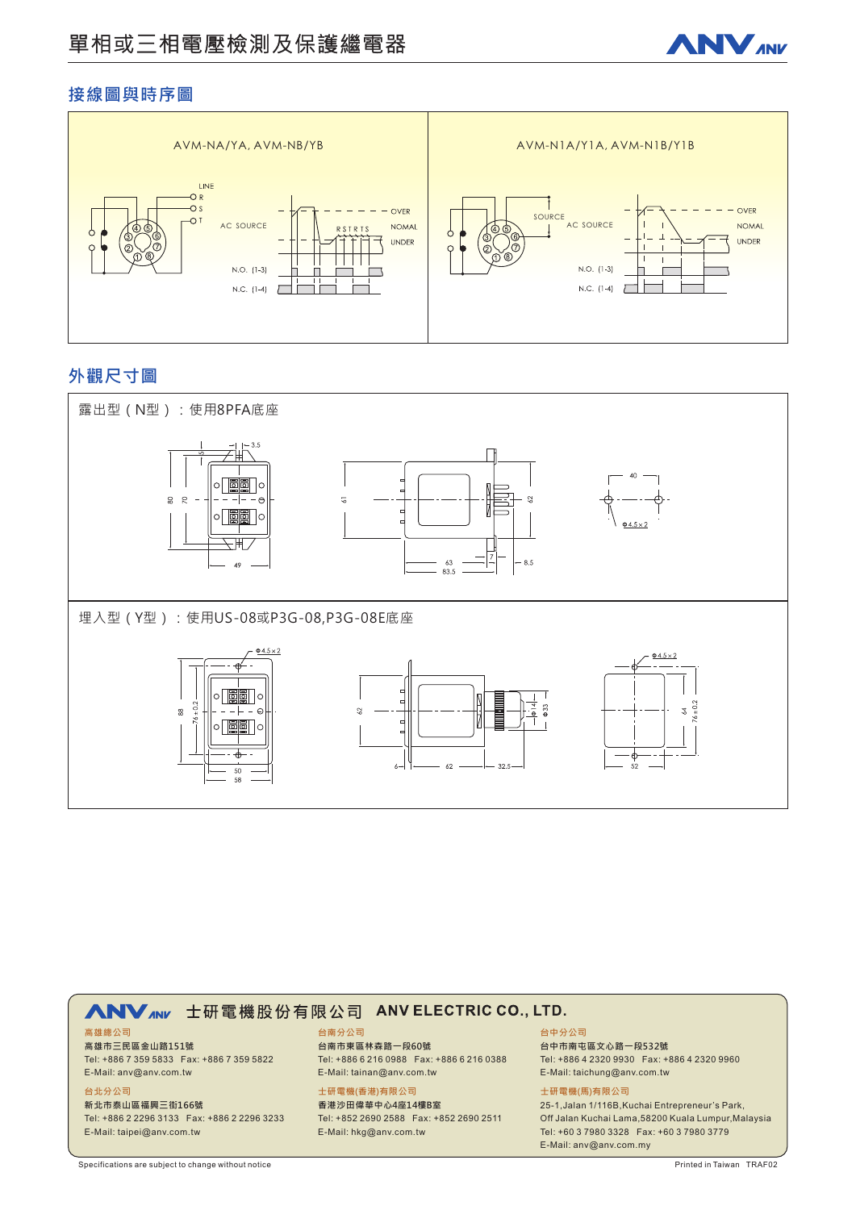# 單相或三相電壓檢測及保護繼電器

## 接線圖與時序圖

AVM-NA/YA, AVM-NB/YB

LINE
R
S
T
AC SOURCE
OVER
NOMAL
UNDER
R S T R T S
N.O. (1-3)
N.C. (1-4)

AVM-N1A/Y1A, AVM-N1B/Y1B

SOURCE
AC SOURCE
OVER
NOMAL
UNDER
N.O. (1-3)
N.C. (1-4)

## 外觀尺寸圖

露出型（N型）：使用8PFA底座

5
3.5
80
70
49
61
62
63
83.5
7
8.5
40
Φ4.5×2

埋入型（Y型）：使用US-08或P3G-08,P3G-08E底座

Φ4.5×2
88
76±0.2
50
58
62
6
62
32.5
Φ14
Φ33
Φ4.5×2
64
76±0.2
52

**ANV** 士研電機股份有限公司 **ANV ELECTRIC CO., LTD.**

高雄總公司
高雄市三民區金山路151號
Tel: +886 7 359 5833 Fax: +886 7 359 5822
E-Mail: anv@anv.com.tw

台北分公司
新北市泰山區福興三街166號
Tel: +886 2 2296 3133 Fax: +886 2 2296 3233
E-Mail: taipei@anv.com.tw

台南分公司
台南市東區林森路一段60號
Tel: +886 6 216 0988 Fax: +886 6 216 0388
E-Mail: tainan@anv.com.tw

士研電機(香港)有限公司
香港沙田偉華中心4座14樓B室
Tel: +852 2690 2588 Fax: +852 2690 2511
E-Mail: hkg@anv.com.tw

台中分公司
台中市南屯區文心路一段532號
Tel: +886 4 2320 9930 Fax: +886 4 2320 9960
E-Mail: taichung@anv.com.tw

士研電機(馬)有限公司
25-1,Jalan 1/116B,Kuchai Entrepreneur's Park,
Off Jalan Kuchai Lama,58200 Kuala Lumpur,Malaysia
Tel: +60 3 7980 3328 Fax: +60 3 7980 3779
E-Mail: anv@anv.com.my

Specifications are subject to change without notice

Printed in Taiwan TRAF02